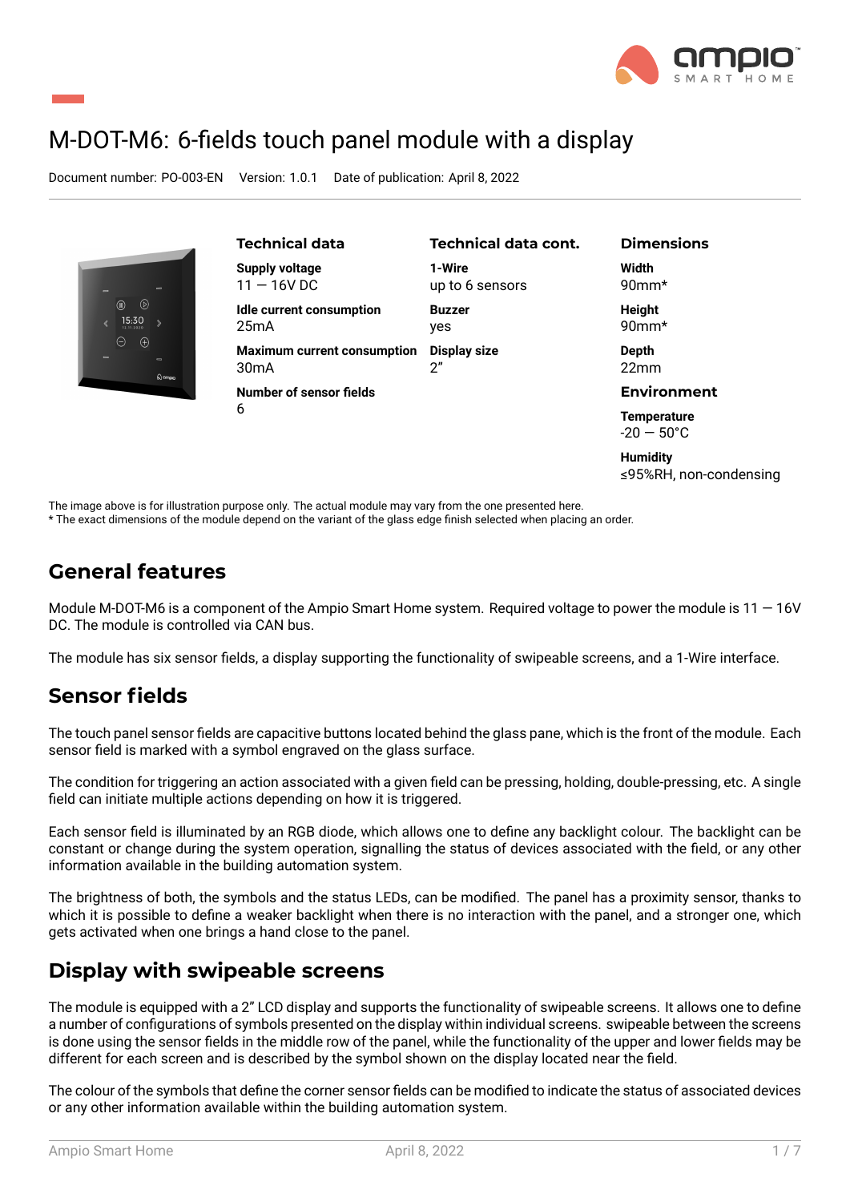# M-DOT-M6: 6-fields touch panel module with a display

Document number: PO-003-EN  Version: 1.0.1  Date of publication: April 8, 2022

### Technical data

**Supply voltage**
11 — 16V DC

**Idle current consumption**
25mA

**Maximum current consumption**
30mA

**Number of sensor fields**
6

### Technical data cont.

**1-Wire**
up to 6 sensors

**Buzzer**
yes

**Display size**
2"

### Dimensions

**Width**
90mm*

**Height**
90mm*

**Depth**
22mm

### Environment

**Temperature**
-20 — 50°C

**Humidity**
≤95%RH, non-condensing

The image above is for illustration purpose only. The actual module may vary from the one presented here.
* The exact dimensions of the module depend on the variant of the glass edge finish selected when placing an order.

## General features

Module M-DOT-M6 is a component of the Ampio Smart Home system. Required voltage to power the module is 11 — 16V DC. The module is controlled via CAN bus.

The module has six sensor fields, a display supporting the functionality of swipeable screens, and a 1-Wire interface.

## Sensor fields

The touch panel sensor fields are capacitive buttons located behind the glass pane, which is the front of the module. Each sensor field is marked with a symbol engraved on the glass surface.

The condition for triggering an action associated with a given field can be pressing, holding, double-pressing, etc. A single field can initiate multiple actions depending on how it is triggered.

Each sensor field is illuminated by an RGB diode, which allows one to define any backlight colour. The backlight can be constant or change during the system operation, signalling the status of devices associated with the field, or any other information available in the building automation system.

The brightness of both, the symbols and the status LEDs, can be modified. The panel has a proximity sensor, thanks to which it is possible to define a weaker backlight when there is no interaction with the panel, and a stronger one, which gets activated when one brings a hand close to the panel.

## Display with swipeable screens

The module is equipped with a 2" LCD display and supports the functionality of swipeable screens. It allows one to define a number of configurations of symbols presented on the display within individual screens. swipeable between the screens is done using the sensor fields in the middle row of the panel, while the functionality of the upper and lower fields may be different for each screen and is described by the symbol shown on the display located near the field.

The colour of the symbols that define the corner sensor fields can be modified to indicate the status of associated devices or any other information available within the building automation system.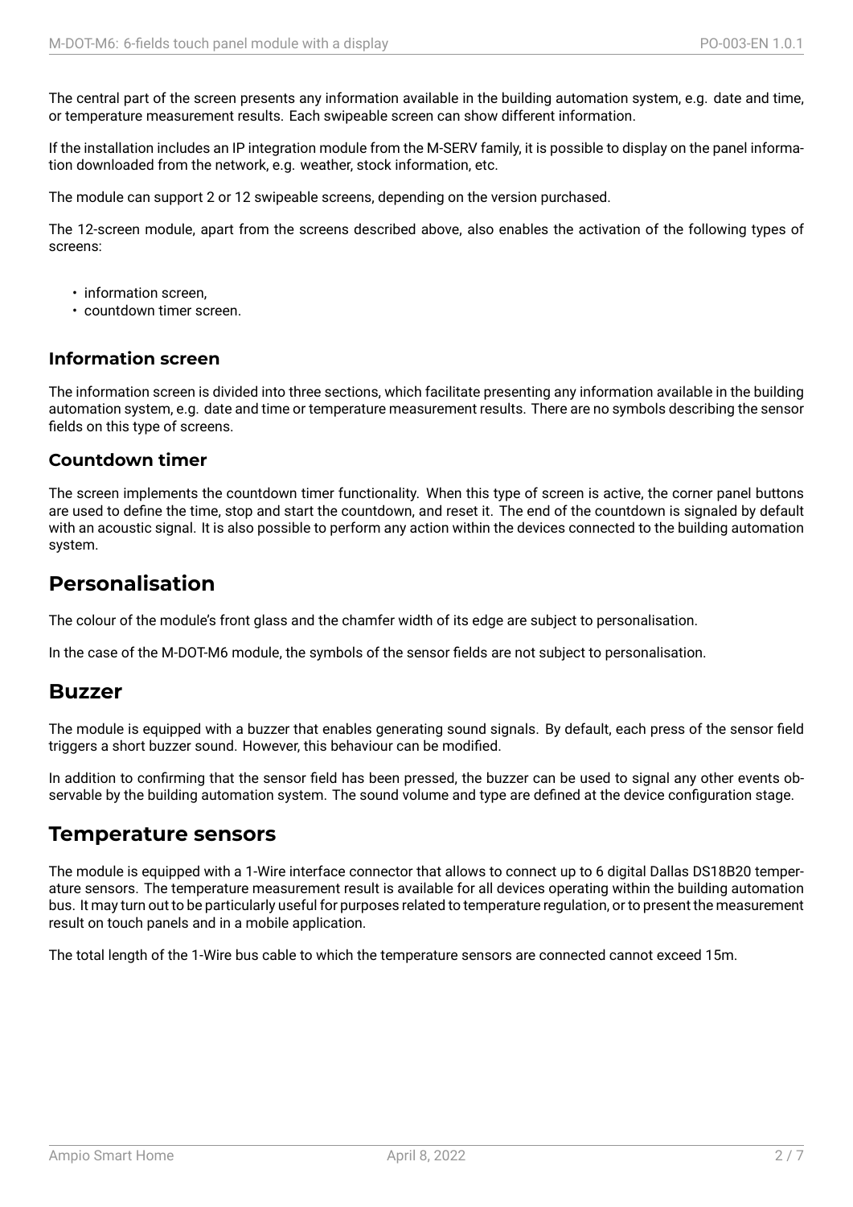The central part of the screen presents any information available in the building automation system, e.g. date and time, or temperature measurement results. Each swipeable screen can show different information.

If the installation includes an IP integration module from the M-SERV family, it is possible to display on the panel information downloaded from the network, e.g. weather, stock information, etc.

The module can support 2 or 12 swipeable screens, depending on the version purchased.

The 12-screen module, apart from the screens described above, also enables the activation of the following types of screens:

- information screen,
- countdown timer screen.

### Information screen

The information screen is divided into three sections, which facilitate presenting any information available in the building automation system, e.g. date and time or temperature measurement results. There are no symbols describing the sensor fields on this type of screens.

### Countdown timer

The screen implements the countdown timer functionality. When this type of screen is active, the corner panel buttons are used to define the time, stop and start the countdown, and reset it. The end of the countdown is signaled by default with an acoustic signal. It is also possible to perform any action within the devices connected to the building automation system.

## Personalisation

The colour of the module's front glass and the chamfer width of its edge are subject to personalisation.

In the case of the M-DOT-M6 module, the symbols of the sensor fields are not subject to personalisation.

## Buzzer

The module is equipped with a buzzer that enables generating sound signals. By default, each press of the sensor field triggers a short buzzer sound. However, this behaviour can be modified.

In addition to confirming that the sensor field has been pressed, the buzzer can be used to signal any other events observable by the building automation system. The sound volume and type are defined at the device configuration stage.

## Temperature sensors

The module is equipped with a 1-Wire interface connector that allows to connect up to 6 digital Dallas DS18B20 temperature sensors. The temperature measurement result is available for all devices operating within the building automation bus. It may turn out to be particularly useful for purposes related to temperature regulation, or to present the measurement result on touch panels and in a mobile application.

The total length of the 1-Wire bus cable to which the temperature sensors are connected cannot exceed 15m.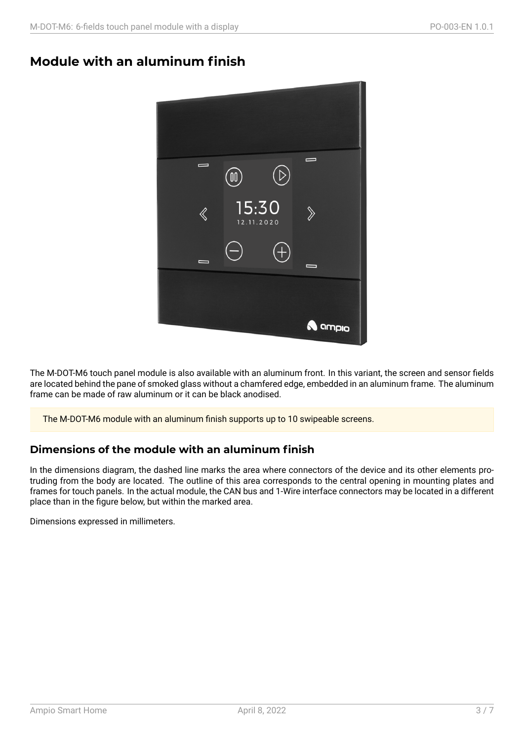## Module with an aluminum finish

The M-DOT-M6 touch panel module is also available with an aluminum front. In this variant, the screen and sensor fields are located behind the pane of smoked glass without a chamfered edge, embedded in an aluminum frame. The aluminum frame can be made of raw aluminum or it can be black anodised.

> The M-DOT-M6 module with an aluminum finish supports up to 10 swipeable screens.

### Dimensions of the module with an aluminum finish

In the dimensions diagram, the dashed line marks the area where connectors of the device and its other elements protruding from the body are located. The outline of this area corresponds to the central opening in mounting plates and frames for touch panels. In the actual module, the CAN bus and 1-Wire interface connectors may be located in a different place than in the figure below, but within the marked area.

Dimensions expressed in millimeters.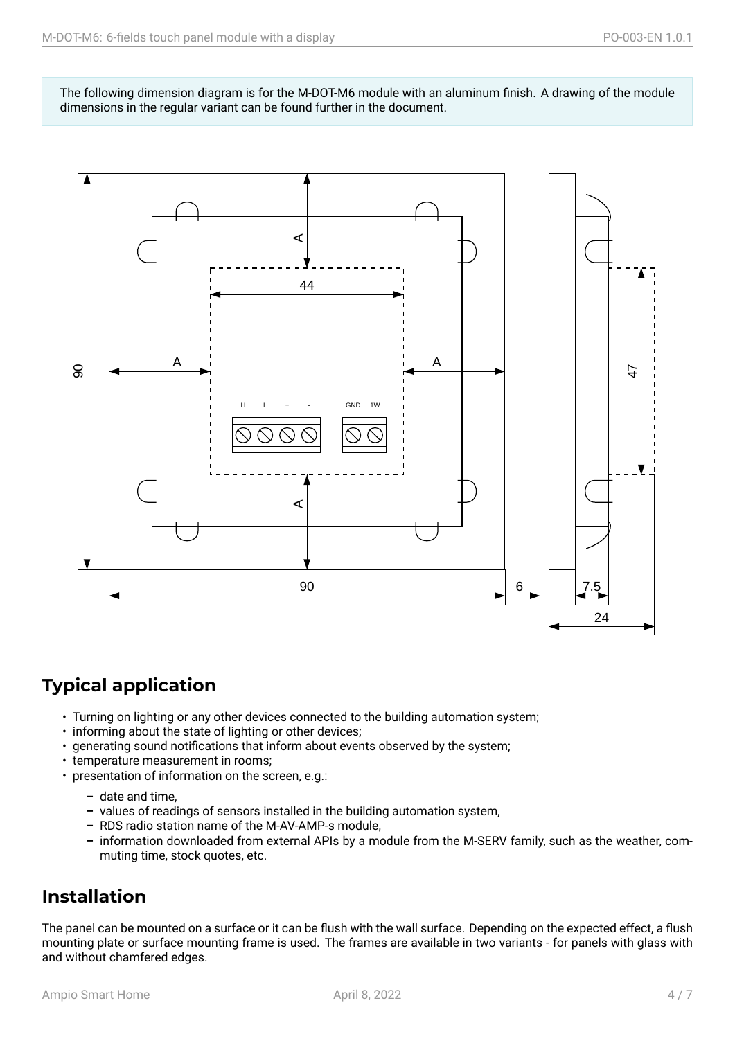The following dimension diagram is for the M-DOT-M6 module with an aluminum finish. A drawing of the module dimensions in the regular variant can be found further in the document.

## Typical application

- Turning on lighting or any other devices connected to the building automation system;
- informing about the state of lighting or other devices;
- generating sound notifications that inform about events observed by the system;
- temperature measurement in rooms;
- presentation of information on the screen, e.g.:
  - date and time,
  - values of readings of sensors installed in the building automation system,
  - RDS radio station name of the M-AV-AMP-s module,
  - information downloaded from external APIs by a module from the M-SERV family, such as the weather, commuting time, stock quotes, etc.

## Installation

The panel can be mounted on a surface or it can be flush with the wall surface. Depending on the expected effect, a flush mounting plate or surface mounting frame is used. The frames are available in two variants - for panels with glass with and without chamfered edges.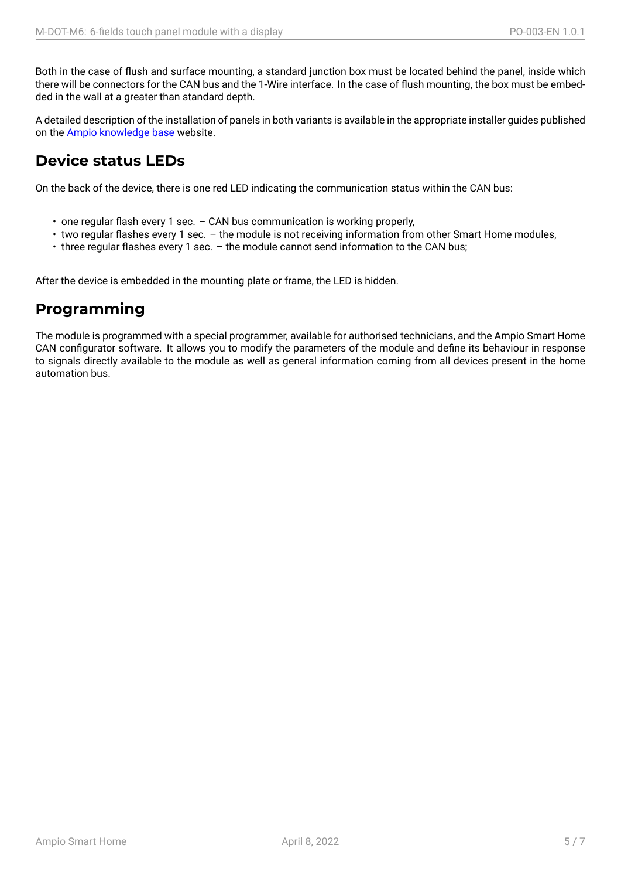Both in the case of flush and surface mounting, a standard junction box must be located behind the panel, inside which there will be connectors for the CAN bus and the 1-Wire interface. In the case of flush mounting, the box must be embedded in the wall at a greater than standard depth.

A detailed description of the installation of panels in both variants is available in the appropriate installer guides published on the Ampio knowledge base website.

## Device status LEDs

On the back of the device, there is one red LED indicating the communication status within the CAN bus:

- one regular flash every 1 sec. – CAN bus communication is working properly,
- two regular flashes every 1 sec. – the module is not receiving information from other Smart Home modules,
- three regular flashes every 1 sec. – the module cannot send information to the CAN bus;

After the device is embedded in the mounting plate or frame, the LED is hidden.

## Programming

The module is programmed with a special programmer, available for authorised technicians, and the Ampio Smart Home CAN configurator software. It allows you to modify the parameters of the module and define its behaviour in response to signals directly available to the module as well as general information coming from all devices present in the home automation bus.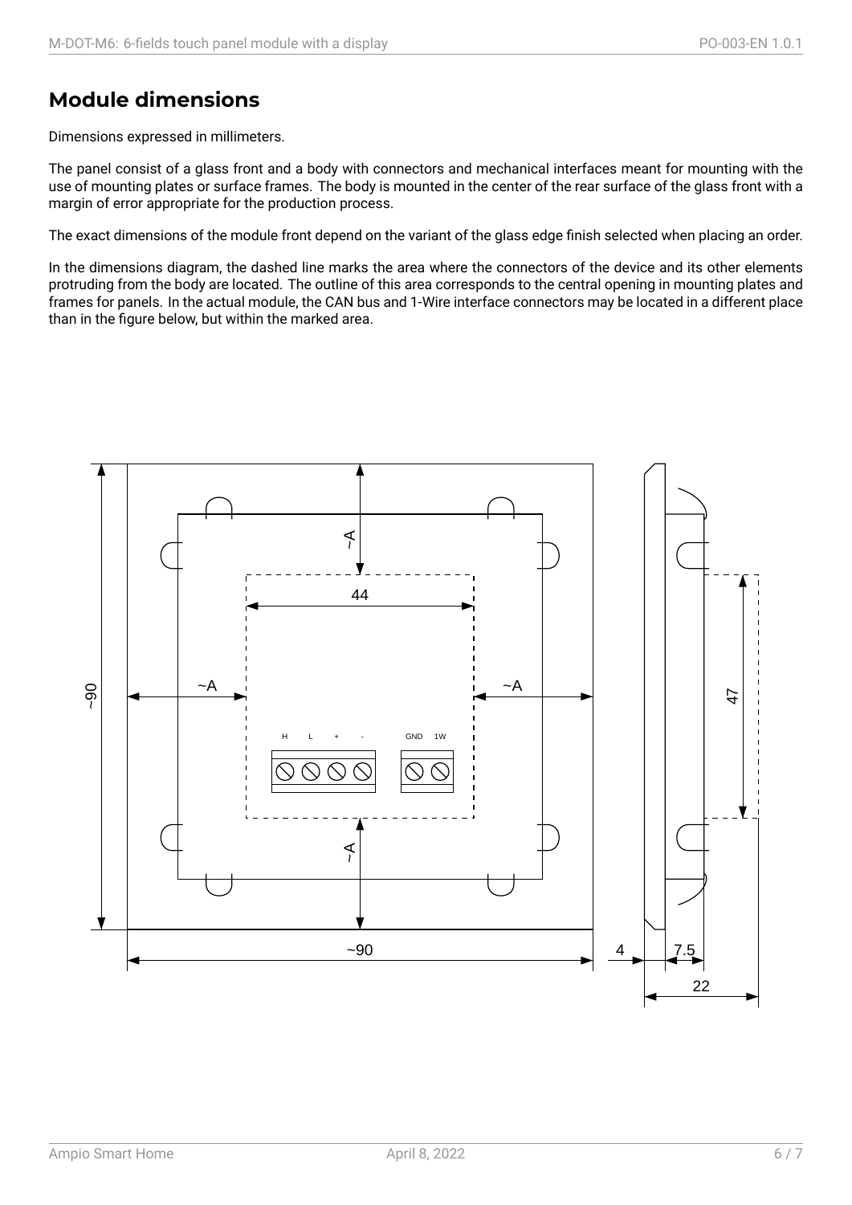## Module dimensions

Dimensions expressed in millimeters.

The panel consist of a glass front and a body with connectors and mechanical interfaces meant for mounting with the use of mounting plates or surface frames. The body is mounted in the center of the rear surface of the glass front with a margin of error appropriate for the production process.

The exact dimensions of the module front depend on the variant of the glass edge finish selected when placing an order.

In the dimensions diagram, the dashed line marks the area where the connectors of the device and its other elements protruding from the body are located. The outline of this area corresponds to the central opening in mounting plates and frames for panels. In the actual module, the CAN bus and 1-Wire interface connectors may be located in a different place than in the figure below, but within the marked area.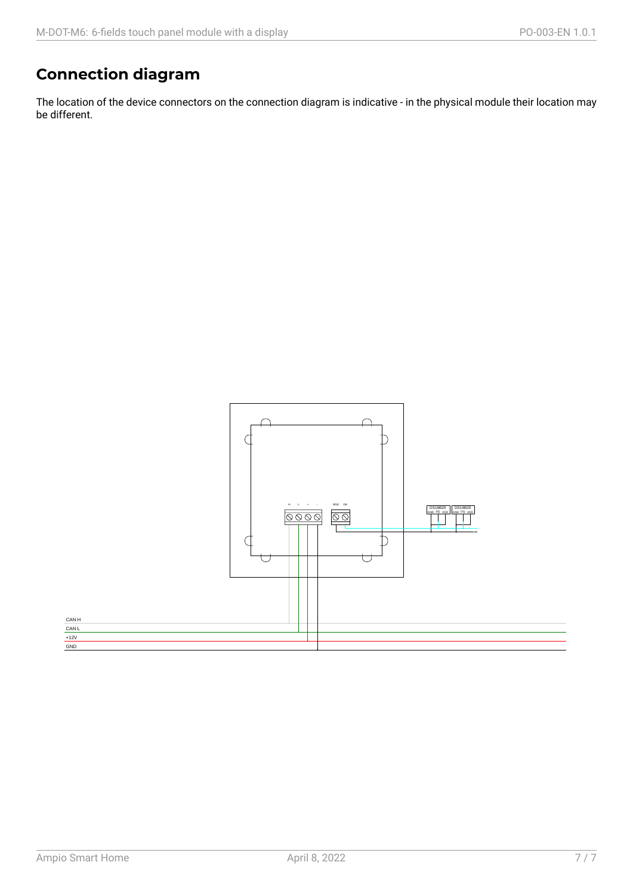## Connection diagram

The location of the device connectors on the connection diagram is indicative - in the physical module their location may be different.

H L + – GND 1W

DS18B20 GND DQ VDD

DS18B20 GND DQ VDD

CAN H
CAN L
+12V
GND